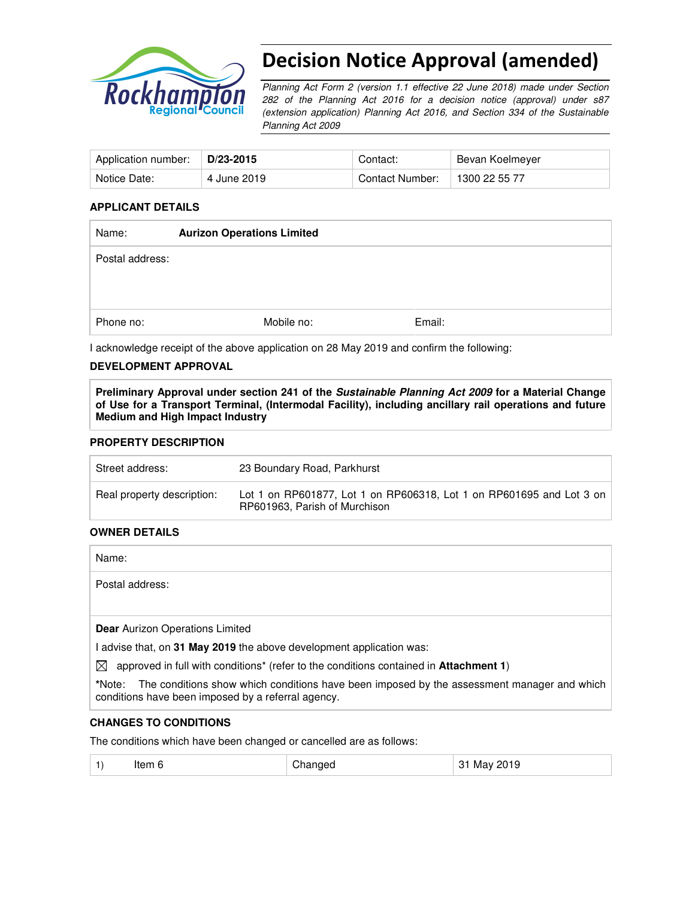# Decision Notice Approval (amended)

*Planning Act Form 2 (version 1.1 effective 22 June 2018) made under Section 282 of the Planning Act 2016 for a decision notice (approval) under s87 (extension application) Planning Act 2016, and Section 334 of the Sustainable Planning Act 2009*

| Application number: | **D/23-2015** | Contact: | Bevan Koelmeyer |
|---|---|---|---|
| Notice Date: | 4 June 2019 | Contact Number: | 1300 22 55 77 |

### APPLICANT DETAILS

| Name: | **Aurizon Operations Limited** | |
|---|---|---|
| Postal address: | | |
| Phone no: | Mobile no: | Email: |

I acknowledge receipt of the above application on 28 May 2019 and confirm the following:

### DEVELOPMENT APPROVAL

**Preliminary Approval under section 241 of the *Sustainable Planning Act 2009* for a Material Change of Use for a Transport Terminal, (Intermodal Facility), including ancillary rail operations and future Medium and High Impact Industry**

### PROPERTY DESCRIPTION

| Street address: | 23 Boundary Road, Parkhurst |
|---|---|
| Real property description: | Lot 1 on RP601877, Lot 1 on RP606318, Lot 1 on RP601695 and Lot 3 on RP601963, Parish of Murchison |

### OWNER DETAILS

Name:

Postal address:

**Dear** Aurizon Operations Limited

I advise that, on **31 May 2019** the above development application was:

☒ approved in full with conditions* (refer to the conditions contained in **Attachment 1**)

***Note:** The conditions show which conditions have been imposed by the assessment manager and which conditions have been imposed by a referral agency.

### CHANGES TO CONDITIONS

The conditions which have been changed or cancelled are as follows:

| 1) | Item 6 | Changed | 31 May 2019 |
|---|---|---|---|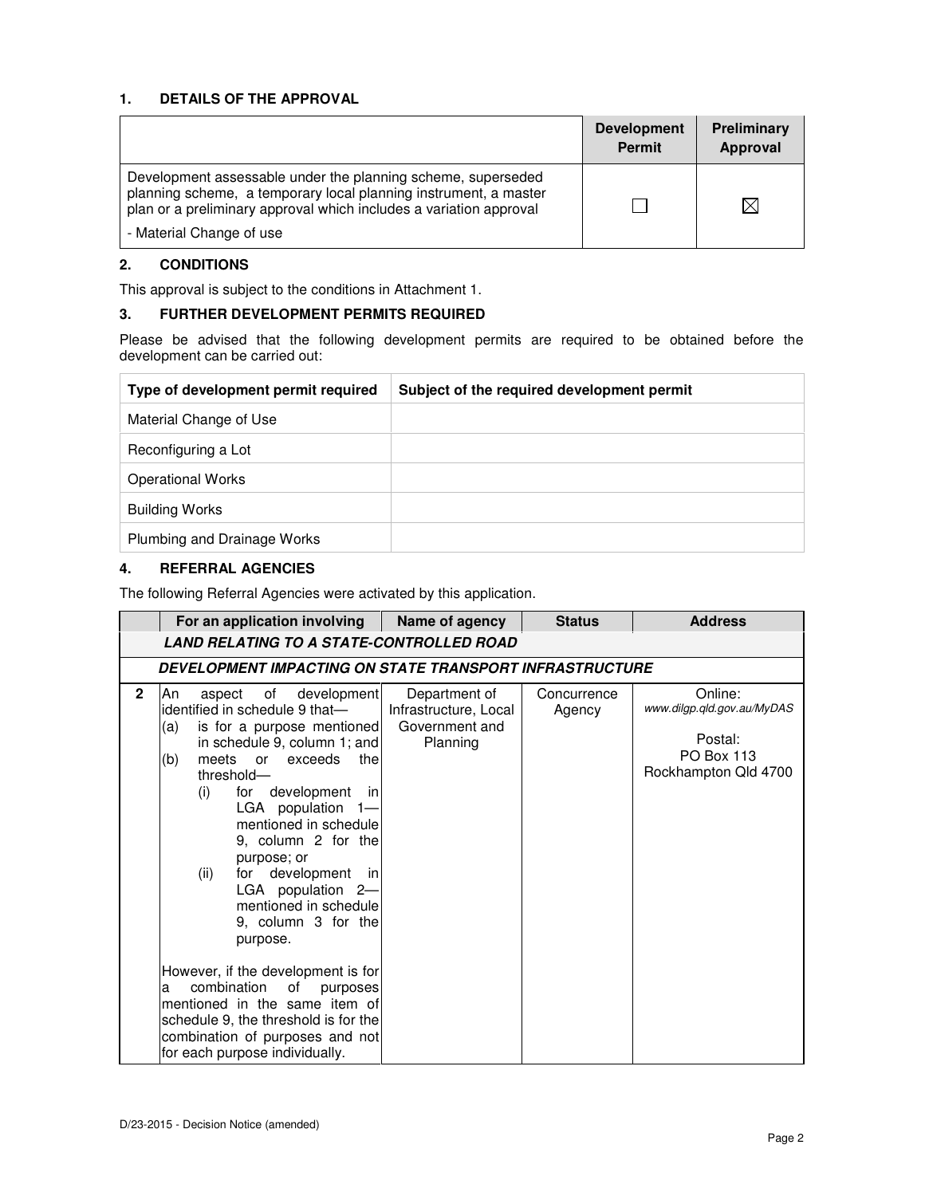## 1. DETAILS OF THE APPROVAL

| | Development Permit | Preliminary Approval |
|---|---|---|
| Development assessable under the planning scheme, superseded planning scheme, a temporary local planning instrument, a master plan or a preliminary approval which includes a variation approval<br><br>- Material Change of use | ☐ | ☒ |

## 2. CONDITIONS

This approval is subject to the conditions in Attachment 1.

## 3. FURTHER DEVELOPMENT PERMITS REQUIRED

Please be advised that the following development permits are required to be obtained before the development can be carried out:

| Type of development permit required | Subject of the required development permit |
|---|---|
| Material Change of Use | |
| Reconfiguring a Lot | |
| Operational Works | |
| Building Works | |
| Plumbing and Drainage Works | |

## 4. REFERRAL AGENCIES

The following Referral Agencies were activated by this application.

| | For an application involving | Name of agency | Status | Address |
|---|---|---|---|---|
| | ***LAND RELATING TO A STATE-CONTROLLED ROAD*** | | | |
| | ***DEVELOPMENT IMPACTING ON STATE TRANSPORT INFRASTRUCTURE*** | | | |
| **2** | An aspect of development identified in schedule 9 that—<br>(a) is for a purpose mentioned in schedule 9, column 1; and<br>(b) meets or exceeds the threshold—<br>(i) for development in LGA population 1—mentioned in schedule 9, column 2 for the purpose; or<br>(ii) for development in LGA population 2—mentioned in schedule 9, column 3 for the purpose.<br><br>However, if the development is for a combination of purposes mentioned in the same item of schedule 9, the threshold is for the combination of purposes and not for each purpose individually. | Department of Infrastructure, Local Government and Planning | Concurrence Agency | Online:<br>*www.dilgp.qld.gov.au/MyDAS*<br><br>Postal:<br>PO Box 113<br>Rockhampton Qld 4700 |

D/23-2015 - Decision Notice (amended)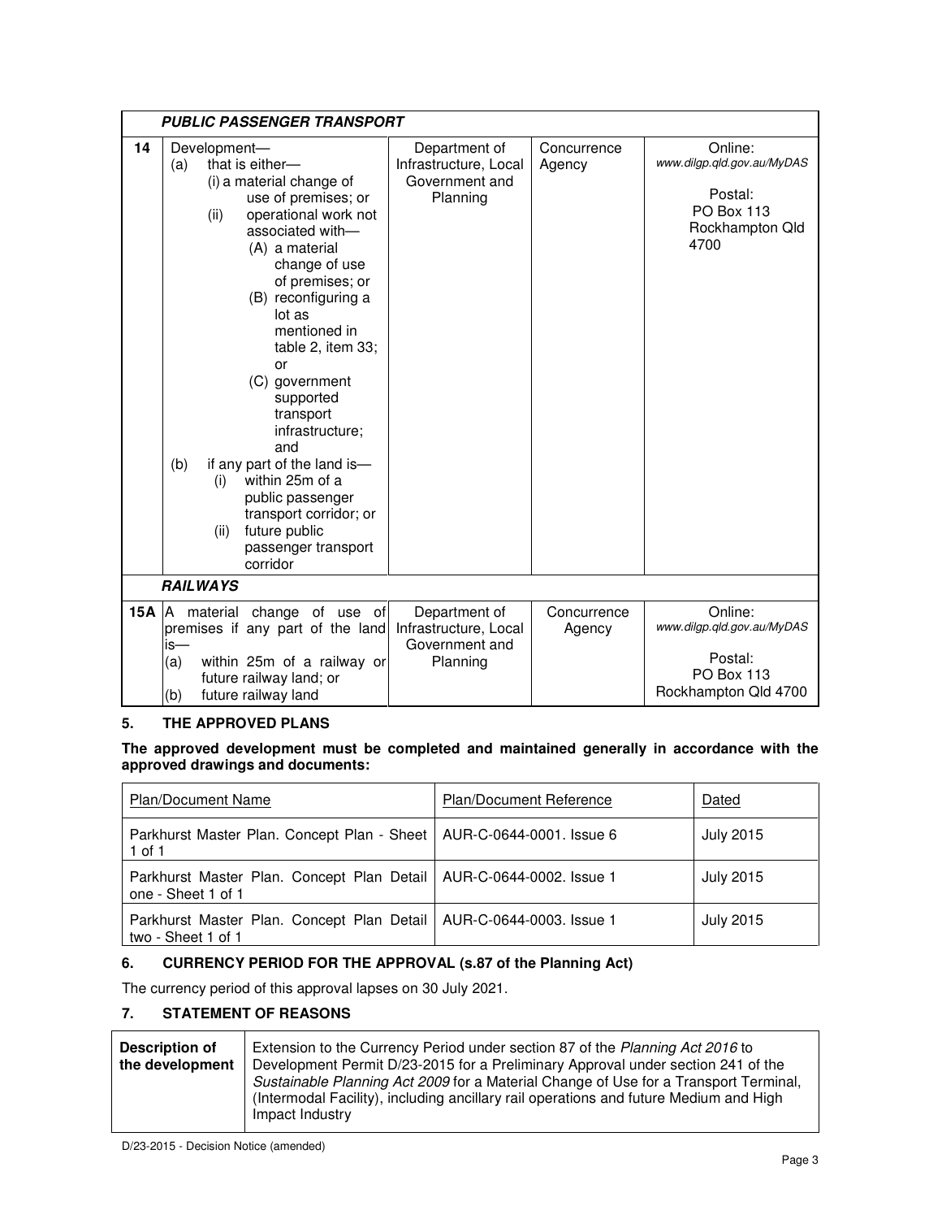| | PUBLIC PASSENGER TRANSPORT | | | |
|---|---|---|---|---|
| 14 | Development— (a) that is either— (i) a material change of use of premises; or (ii) operational work not associated with— (A) a material change of use of premises; or (B) reconfiguring a lot as mentioned in table 2, item 33; or (C) government supported transport infrastructure; and (b) if any part of the land is— (i) within 25m of a public passenger transport corridor; or (ii) future public passenger transport corridor | Department of Infrastructure, Local Government and Planning | Concurrence Agency | Online: *www.dilgp.qld.gov.au/MyDAS* Postal: PO Box 113 Rockhampton Qld 4700 |
| | **RAILWAYS** | | | |
| 15A | A material change of use of premises if any part of the land is— (a) within 25m of a railway or future railway land; or (b) future railway land | Department of Infrastructure, Local Government and Planning | Concurrence Agency | Online: *www.dilgp.qld.gov.au/MyDAS* Postal: PO Box 113 Rockhampton Qld 4700 |

## 5. THE APPROVED PLANS

**The approved development must be completed and maintained generally in accordance with the approved drawings and documents:**

| Plan/Document Name | Plan/Document Reference | Dated |
|---|---|---|
| Parkhurst Master Plan. Concept Plan - Sheet 1 of 1 | AUR-C-0644-0001. Issue 6 | July 2015 |
| Parkhurst Master Plan. Concept Plan Detail one - Sheet 1 of 1 | AUR-C-0644-0002. Issue 1 | July 2015 |
| Parkhurst Master Plan. Concept Plan Detail two - Sheet 1 of 1 | AUR-C-0644-0003. Issue 1 | July 2015 |

## 6. CURRENCY PERIOD FOR THE APPROVAL (s.87 of the Planning Act)

The currency period of this approval lapses on 30 July 2021.

## 7. STATEMENT OF REASONS

| **Description of the development** | Extension to the Currency Period under section 87 of the *Planning Act 2016* to Development Permit D/23-2015 for a Preliminary Approval under section 241 of the *Sustainable Planning Act 2009* for a Material Change of Use for a Transport Terminal, (Intermodal Facility), including ancillary rail operations and future Medium and High Impact Industry |
|---|---|

D/23-2015 - Decision Notice (amended)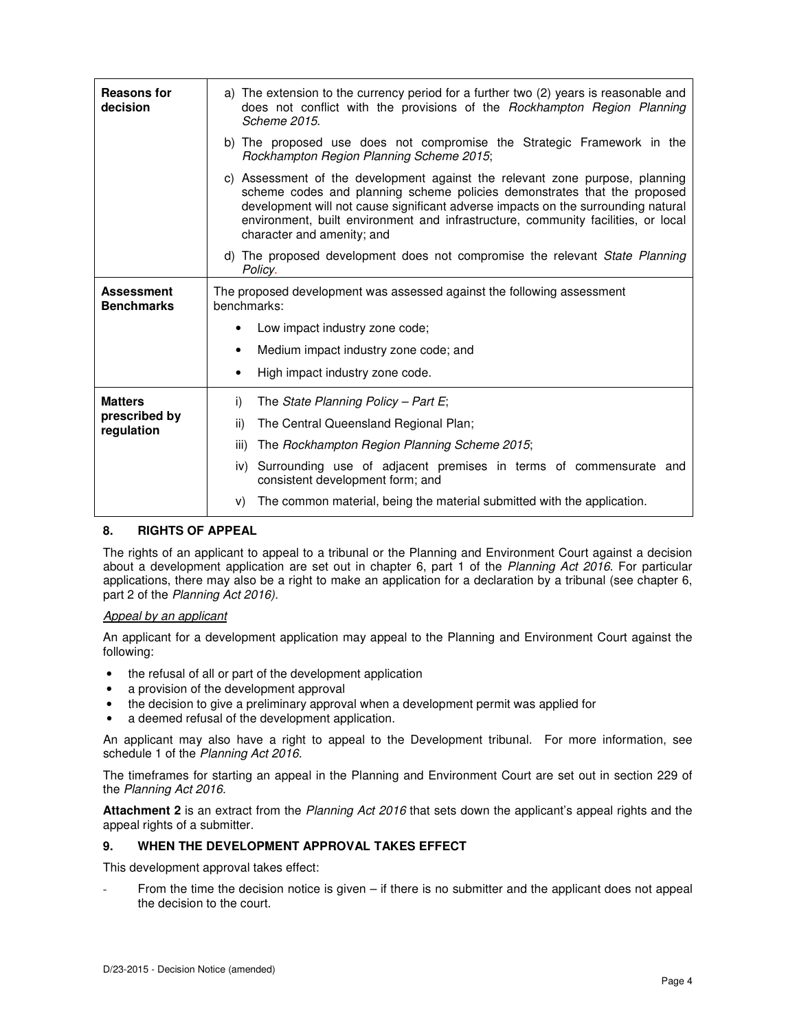| | |
|---|---|
| **Reasons for decision** | a) The extension to the currency period for a further two (2) years is reasonable and does not conflict with the provisions of the *Rockhampton Region Planning Scheme 2015*.<br>b) The proposed use does not compromise the Strategic Framework in the *Rockhampton Region Planning Scheme 2015*;<br>c) Assessment of the development against the relevant zone purpose, planning scheme codes and planning scheme policies demonstrates that the proposed development will not cause significant adverse impacts on the surrounding natural environment, built environment and infrastructure, community facilities, or local character and amenity; and<br>d) The proposed development does not compromise the relevant *State Planning Policy*. |
| **Assessment Benchmarks** | The proposed development was assessed against the following assessment benchmarks:<br>• Low impact industry zone code;<br>• Medium impact industry zone code; and<br>• High impact industry zone code. |
| **Matters prescribed by regulation** | i) The *State Planning Policy – Part E*;<br>ii) The Central Queensland Regional Plan;<br>iii) The *Rockhampton Region Planning Scheme 2015*;<br>iv) Surrounding use of adjacent premises in terms of commensurate and consistent development form; and<br>v) The common material, being the material submitted with the application. |

## 8. RIGHTS OF APPEAL

The rights of an applicant to appeal to a tribunal or the Planning and Environment Court against a decision about a development application are set out in chapter 6, part 1 of the *Planning Act 2016*. For particular applications, there may also be a right to make an application for a declaration by a tribunal (see chapter 6, part 2 of the *Planning Act 2016).*

*Appeal by an applicant*

An applicant for a development application may appeal to the Planning and Environment Court against the following:

- the refusal of all or part of the development application
- a provision of the development approval
- the decision to give a preliminary approval when a development permit was applied for
- a deemed refusal of the development application.

An applicant may also have a right to appeal to the Development tribunal. For more information, see schedule 1 of the *Planning Act 2016*.

The timeframes for starting an appeal in the Planning and Environment Court are set out in section 229 of the *Planning Act 2016*.

**Attachment 2** is an extract from the *Planning Act 2016* that sets down the applicant's appeal rights and the appeal rights of a submitter.

## 9. WHEN THE DEVELOPMENT APPROVAL TAKES EFFECT

This development approval takes effect:

- From the time the decision notice is given – if there is no submitter and the applicant does not appeal the decision to the court.

D/23-2015 - Decision Notice (amended)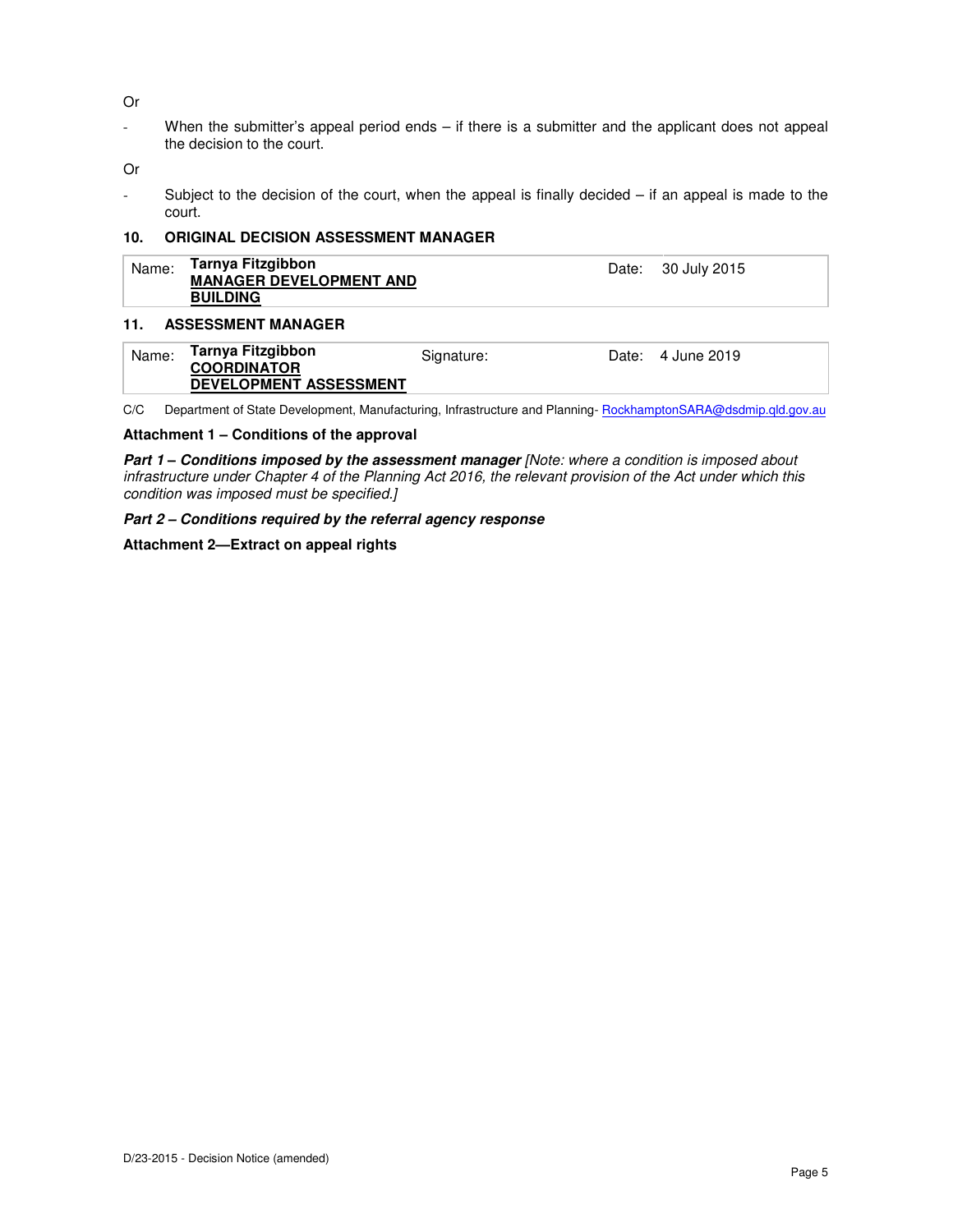Or

- When the submitter's appeal period ends – if there is a submitter and the applicant does not appeal the decision to the court.

Or

- Subject to the decision of the court, when the appeal is finally decided – if an appeal is made to the court.

**10. ORIGINAL DECISION ASSESSMENT MANAGER**

| Name: | **Tarnya Fitzgibbon**<br>**MANAGER DEVELOPMENT AND BUILDING** | Date: | 30 July 2015 |
|---|---|---|---|

**11. ASSESSMENT MANAGER**

| Name: | **Tarnya Fitzgibbon**<br>**COORDINATOR DEVELOPMENT ASSESSMENT** | Signature: | Date: | 4 June 2019 |
|---|---|---|---|---|

C/C Department of State Development, Manufacturing, Infrastructure and Planning- RockhamptonSARA@dsdmip.qld.gov.au

**Attachment 1 – Conditions of the approval**

***Part 1 – Conditions imposed by the assessment manager*** *[Note: where a condition is imposed about infrastructure under Chapter 4 of the Planning Act 2016, the relevant provision of the Act under which this condition was imposed must be specified.]*

***Part 2 – Conditions required by the referral agency response***

**Attachment 2—Extract on appeal rights**

D/23-2015 - Decision Notice (amended)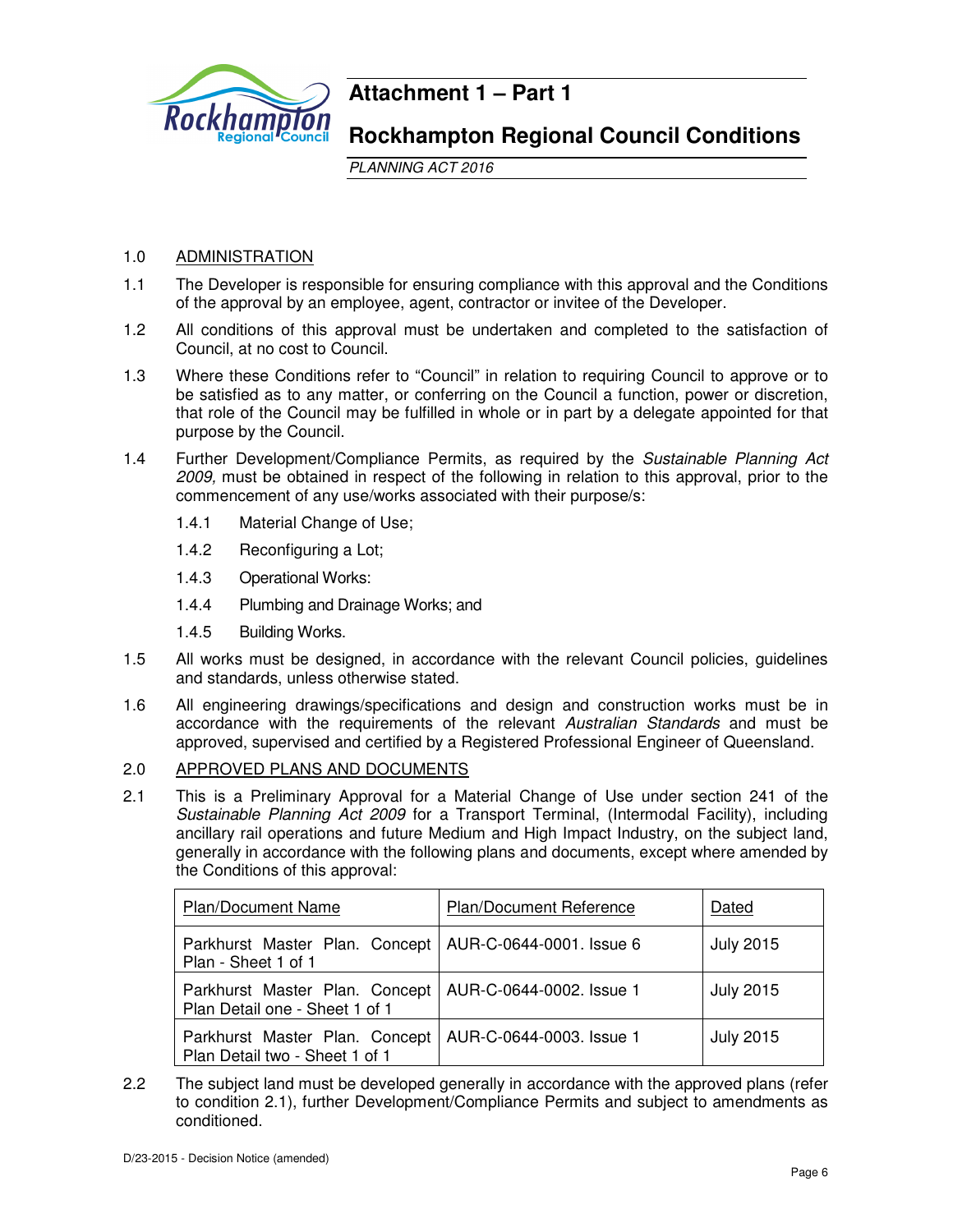# Attachment 1 – Part 1

## Rockhampton Regional Council Conditions

*PLANNING ACT 2016*

1.0 ADMINISTRATION

1.1 The Developer is responsible for ensuring compliance with this approval and the Conditions of the approval by an employee, agent, contractor or invitee of the Developer.

1.2 All conditions of this approval must be undertaken and completed to the satisfaction of Council, at no cost to Council.

1.3 Where these Conditions refer to "Council" in relation to requiring Council to approve or to be satisfied as to any matter, or conferring on the Council a function, power or discretion, that role of the Council may be fulfilled in whole or in part by a delegate appointed for that purpose by the Council.

1.4 Further Development/Compliance Permits, as required by the *Sustainable Planning Act 2009,* must be obtained in respect of the following in relation to this approval, prior to the commencement of any use/works associated with their purpose/s:

1.4.1 Material Change of Use;

1.4.2 Reconfiguring a Lot;

1.4.3 Operational Works:

1.4.4 Plumbing and Drainage Works; and

1.4.5 Building Works.

1.5 All works must be designed, in accordance with the relevant Council policies, guidelines and standards, unless otherwise stated.

1.6 All engineering drawings/specifications and design and construction works must be in accordance with the requirements of the relevant *Australian Standards* and must be approved, supervised and certified by a Registered Professional Engineer of Queensland.

2.0 APPROVED PLANS AND DOCUMENTS

2.1 This is a Preliminary Approval for a Material Change of Use under section 241 of the *Sustainable Planning Act 2009* for a Transport Terminal, (Intermodal Facility), including ancillary rail operations and future Medium and High Impact Industry, on the subject land, generally in accordance with the following plans and documents, except where amended by the Conditions of this approval:

| Plan/Document Name | Plan/Document Reference | Dated |
|---|---|---|
| Parkhurst Master Plan. Concept Plan - Sheet 1 of 1 | AUR-C-0644-0001. Issue 6 | July 2015 |
| Parkhurst Master Plan. Concept Plan Detail one - Sheet 1 of 1 | AUR-C-0644-0002. Issue 1 | July 2015 |
| Parkhurst Master Plan. Concept Plan Detail two - Sheet 1 of 1 | AUR-C-0644-0003. Issue 1 | July 2015 |

2.2 The subject land must be developed generally in accordance with the approved plans (refer to condition 2.1), further Development/Compliance Permits and subject to amendments as conditioned.

D/23-2015 - Decision Notice (amended)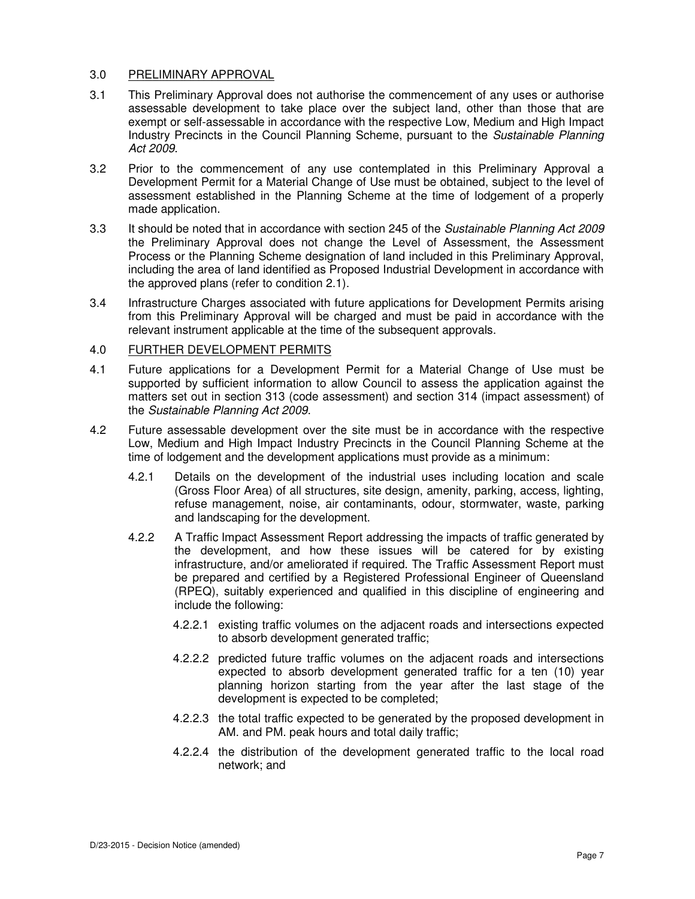## 3.0 PRELIMINARY APPROVAL

3.1 This Preliminary Approval does not authorise the commencement of any uses or authorise assessable development to take place over the subject land, other than those that are exempt or self-assessable in accordance with the respective Low, Medium and High Impact Industry Precincts in the Council Planning Scheme, pursuant to the *Sustainable Planning Act 2009*.

3.2 Prior to the commencement of any use contemplated in this Preliminary Approval a Development Permit for a Material Change of Use must be obtained, subject to the level of assessment established in the Planning Scheme at the time of lodgement of a properly made application.

3.3 It should be noted that in accordance with section 245 of the *Sustainable Planning Act 2009* the Preliminary Approval does not change the Level of Assessment, the Assessment Process or the Planning Scheme designation of land included in this Preliminary Approval, including the area of land identified as Proposed Industrial Development in accordance with the approved plans (refer to condition 2.1).

3.4 Infrastructure Charges associated with future applications for Development Permits arising from this Preliminary Approval will be charged and must be paid in accordance with the relevant instrument applicable at the time of the subsequent approvals.

## 4.0 FURTHER DEVELOPMENT PERMITS

4.1 Future applications for a Development Permit for a Material Change of Use must be supported by sufficient information to allow Council to assess the application against the matters set out in section 313 (code assessment) and section 314 (impact assessment) of the *Sustainable Planning Act 2009*.

4.2 Future assessable development over the site must be in accordance with the respective Low, Medium and High Impact Industry Precincts in the Council Planning Scheme at the time of lodgement and the development applications must provide as a minimum:

4.2.1 Details on the development of the industrial uses including location and scale (Gross Floor Area) of all structures, site design, amenity, parking, access, lighting, refuse management, noise, air contaminants, odour, stormwater, waste, parking and landscaping for the development.

4.2.2 A Traffic Impact Assessment Report addressing the impacts of traffic generated by the development, and how these issues will be catered for by existing infrastructure, and/or ameliorated if required. The Traffic Assessment Report must be prepared and certified by a Registered Professional Engineer of Queensland (RPEQ), suitably experienced and qualified in this discipline of engineering and include the following:

4.2.2.1 existing traffic volumes on the adjacent roads and intersections expected to absorb development generated traffic;

4.2.2.2 predicted future traffic volumes on the adjacent roads and intersections expected to absorb development generated traffic for a ten (10) year planning horizon starting from the year after the last stage of the development is expected to be completed;

4.2.2.3 the total traffic expected to be generated by the proposed development in AM. and PM. peak hours and total daily traffic;

4.2.2.4 the distribution of the development generated traffic to the local road network; and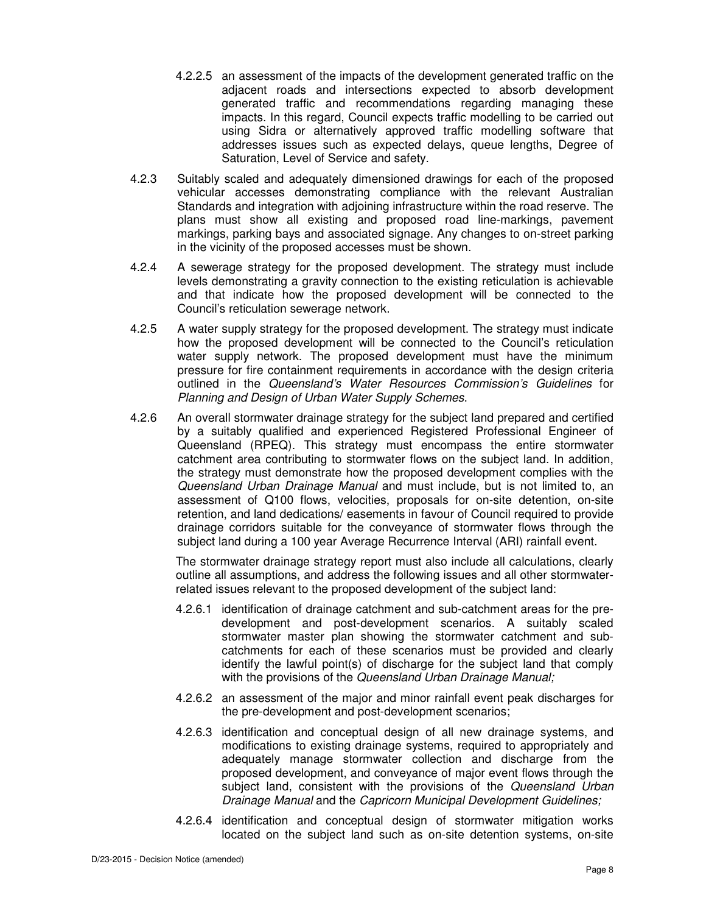4.2.2.5 an assessment of the impacts of the development generated traffic on the adjacent roads and intersections expected to absorb development generated traffic and recommendations regarding managing these impacts. In this regard, Council expects traffic modelling to be carried out using Sidra or alternatively approved traffic modelling software that addresses issues such as expected delays, queue lengths, Degree of Saturation, Level of Service and safety.

4.2.3 Suitably scaled and adequately dimensioned drawings for each of the proposed vehicular accesses demonstrating compliance with the relevant Australian Standards and integration with adjoining infrastructure within the road reserve. The plans must show all existing and proposed road line-markings, pavement markings, parking bays and associated signage. Any changes to on-street parking in the vicinity of the proposed accesses must be shown.

4.2.4 A sewerage strategy for the proposed development. The strategy must include levels demonstrating a gravity connection to the existing reticulation is achievable and that indicate how the proposed development will be connected to the Council's reticulation sewerage network.

4.2.5 A water supply strategy for the proposed development. The strategy must indicate how the proposed development will be connected to the Council's reticulation water supply network. The proposed development must have the minimum pressure for fire containment requirements in accordance with the design criteria outlined in the *Queensland's Water Resources Commission's Guidelines* for *Planning and Design of Urban Water Supply Schemes*.

4.2.6 An overall stormwater drainage strategy for the subject land prepared and certified by a suitably qualified and experienced Registered Professional Engineer of Queensland (RPEQ). This strategy must encompass the entire stormwater catchment area contributing to stormwater flows on the subject land. In addition, the strategy must demonstrate how the proposed development complies with the *Queensland Urban Drainage Manual* and must include, but is not limited to, an assessment of Q100 flows, velocities, proposals for on-site detention, on-site retention, and land dedications/ easements in favour of Council required to provide drainage corridors suitable for the conveyance of stormwater flows through the subject land during a 100 year Average Recurrence Interval (ARI) rainfall event.

The stormwater drainage strategy report must also include all calculations, clearly outline all assumptions, and address the following issues and all other stormwater-related issues relevant to the proposed development of the subject land:

4.2.6.1 identification of drainage catchment and sub-catchment areas for the pre-development and post-development scenarios. A suitably scaled stormwater master plan showing the stormwater catchment and sub-catchments for each of these scenarios must be provided and clearly identify the lawful point(s) of discharge for the subject land that comply with the provisions of the *Queensland Urban Drainage Manual;*

4.2.6.2 an assessment of the major and minor rainfall event peak discharges for the pre-development and post-development scenarios;

4.2.6.3 identification and conceptual design of all new drainage systems, and modifications to existing drainage systems, required to appropriately and adequately manage stormwater collection and discharge from the proposed development, and conveyance of major event flows through the subject land, consistent with the provisions of the *Queensland Urban Drainage Manual* and the *Capricorn Municipal Development Guidelines;*

4.2.6.4 identification and conceptual design of stormwater mitigation works located on the subject land such as on-site detention systems, on-site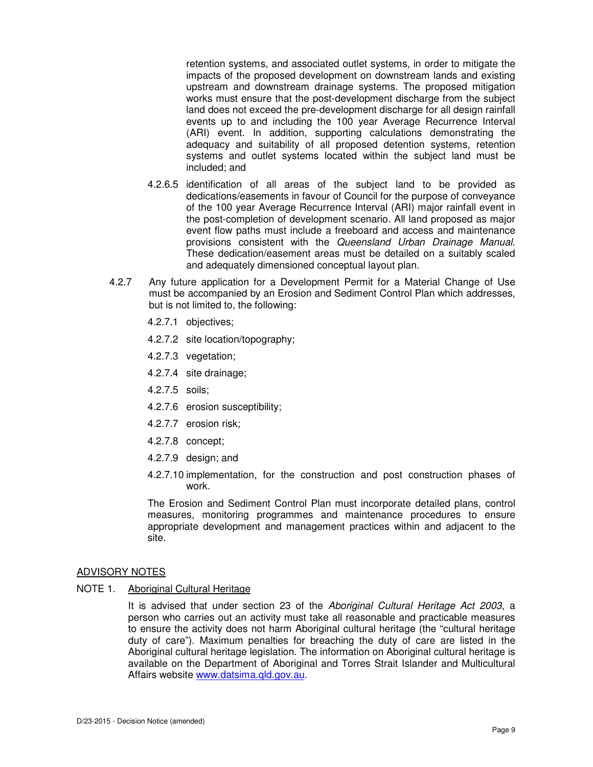retention systems, and associated outlet systems, in order to mitigate the impacts of the proposed development on downstream lands and existing upstream and downstream drainage systems. The proposed mitigation works must ensure that the post-development discharge from the subject land does not exceed the pre-development discharge for all design rainfall events up to and including the 100 year Average Recurrence Interval (ARI) event. In addition, supporting calculations demonstrating the adequacy and suitability of all proposed detention systems, retention systems and outlet systems located within the subject land must be included; and

4.2.6.5 identification of all areas of the subject land to be provided as dedications/easements in favour of Council for the purpose of conveyance of the 100 year Average Recurrence Interval (ARI) major rainfall event in the post-completion of development scenario. All land proposed as major event flow paths must include a freeboard and access and maintenance provisions consistent with the *Queensland Urban Drainage Manual*. These dedication/easement areas must be detailed on a suitably scaled and adequately dimensioned conceptual layout plan.

4.2.7 Any future application for a Development Permit for a Material Change of Use must be accompanied by an Erosion and Sediment Control Plan which addresses, but is not limited to, the following:

4.2.7.1 objectives;

4.2.7.2 site location/topography;

4.2.7.3 vegetation;

4.2.7.4 site drainage;

4.2.7.5 soils;

4.2.7.6 erosion susceptibility;

4.2.7.7 erosion risk;

4.2.7.8 concept;

4.2.7.9 design; and

4.2.7.10 implementation, for the construction and post construction phases of work.

The Erosion and Sediment Control Plan must incorporate detailed plans, control measures, monitoring programmes and maintenance procedures to ensure appropriate development and management practices within and adjacent to the site.

## ADVISORY NOTES

NOTE 1. Aboriginal Cultural Heritage

It is advised that under section 23 of the *Aboriginal Cultural Heritage Act 2003*, a person who carries out an activity must take all reasonable and practicable measures to ensure the activity does not harm Aboriginal cultural heritage (the "cultural heritage duty of care"). Maximum penalties for breaching the duty of care are listed in the Aboriginal cultural heritage legislation. The information on Aboriginal cultural heritage is available on the Department of Aboriginal and Torres Strait Islander and Multicultural Affairs website www.datsima.qld.gov.au.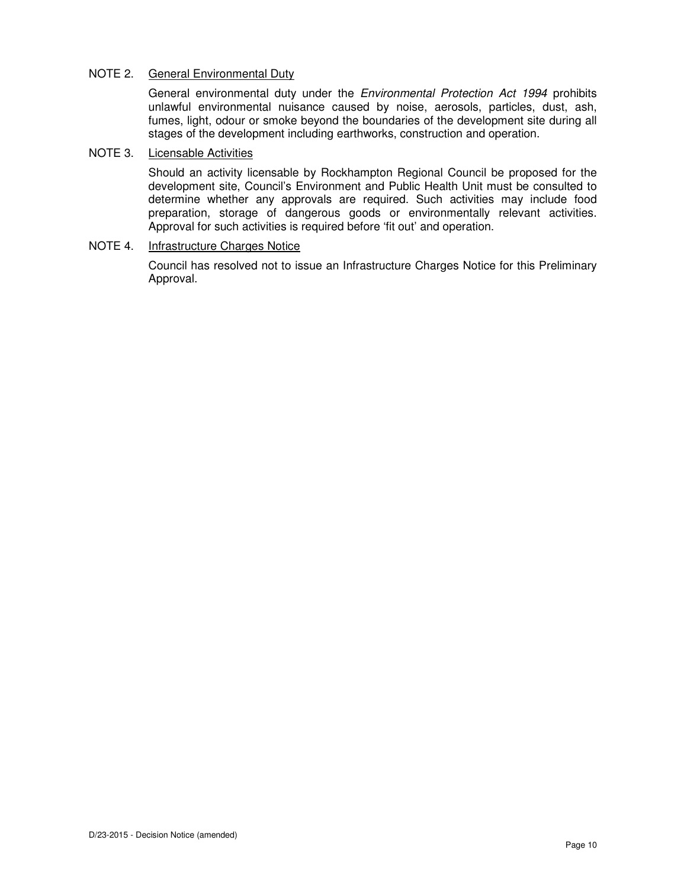NOTE 2. General Environmental Duty

General environmental duty under the *Environmental Protection Act 1994* prohibits unlawful environmental nuisance caused by noise, aerosols, particles, dust, ash, fumes, light, odour or smoke beyond the boundaries of the development site during all stages of the development including earthworks, construction and operation.

NOTE 3. Licensable Activities

Should an activity licensable by Rockhampton Regional Council be proposed for the development site, Council's Environment and Public Health Unit must be consulted to determine whether any approvals are required. Such activities may include food preparation, storage of dangerous goods or environmentally relevant activities. Approval for such activities is required before 'fit out' and operation.

NOTE 4. Infrastructure Charges Notice

Council has resolved not to issue an Infrastructure Charges Notice for this Preliminary Approval.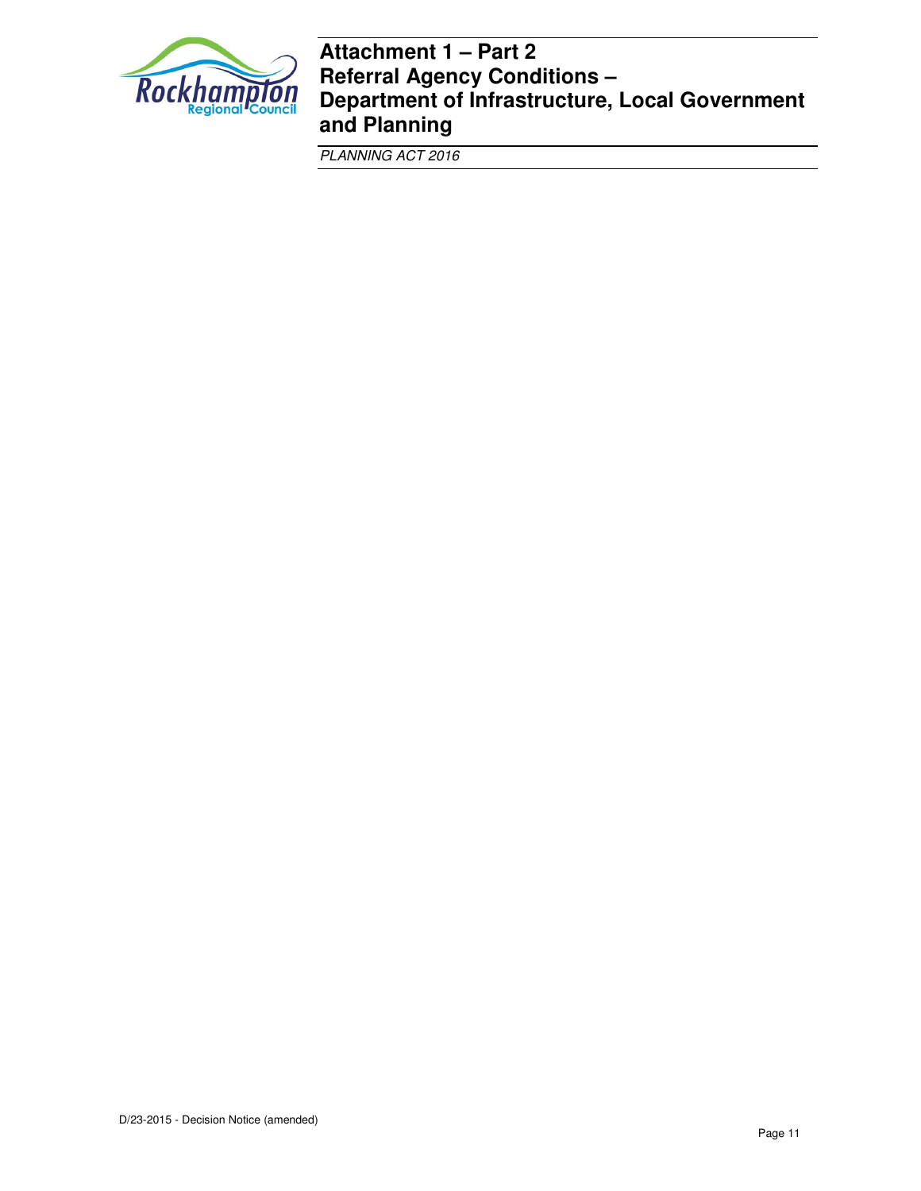# Attachment 1 – Part 2
# Referral Agency Conditions – Department of Infrastructure, Local Government and Planning

*PLANNING ACT 2016*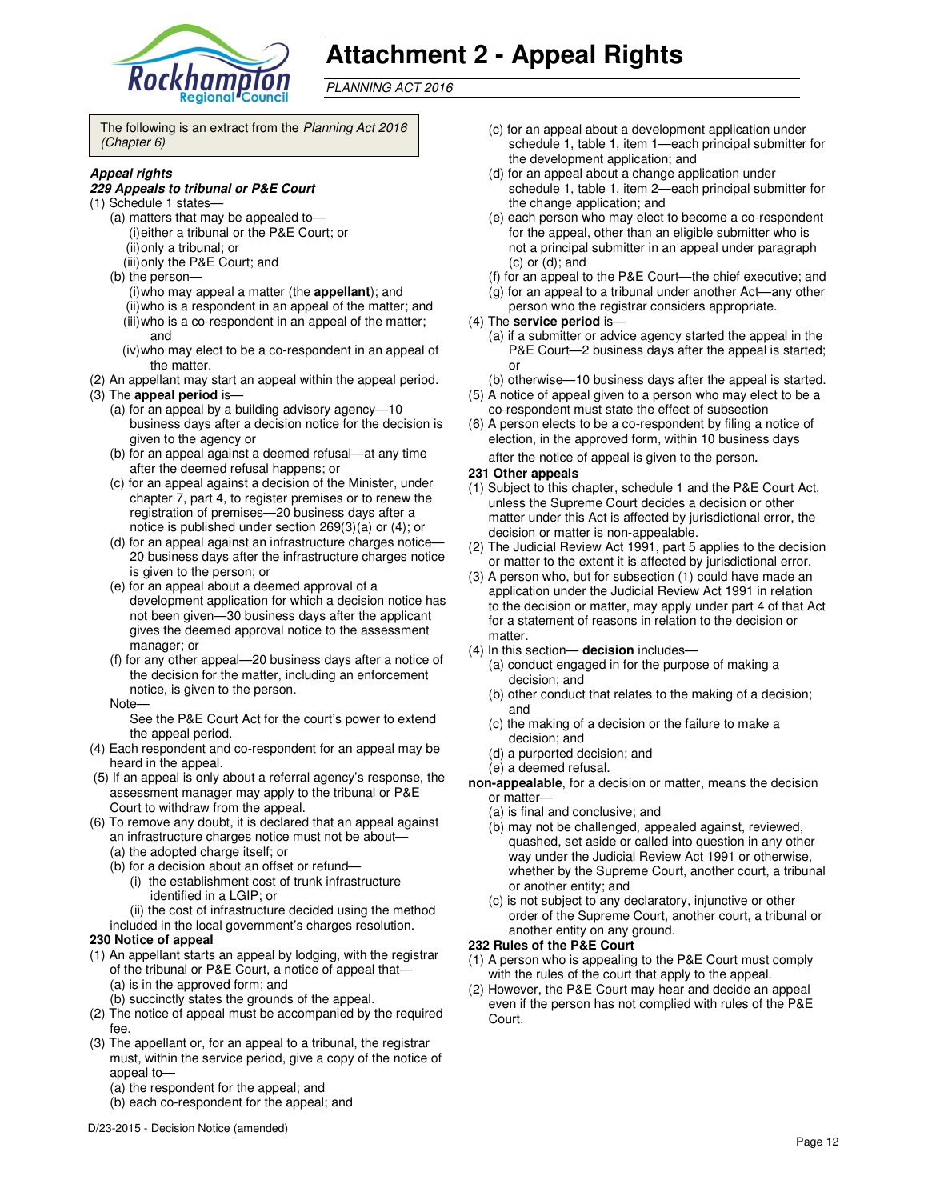# Attachment 2 - Appeal Rights

*PLANNING ACT 2016*

The following is an extract from the *Planning Act 2016 (Chapter 6)*

***Appeal rights***

***229 Appeals to tribunal or P&E Court***

(1) Schedule 1 states—

(a) matters that may be appealed to—

(i) either a tribunal or the P&E Court; or

(ii) only a tribunal; or

(iii) only the P&E Court; and

(b) the person—

(i) who may appeal a matter (the **appellant**); and

(ii) who is a respondent in an appeal of the matter; and

(iii) who is a co-respondent in an appeal of the matter; and

(iv) who may elect to be a co-respondent in an appeal of the matter.

(2) An appellant may start an appeal within the appeal period.

(3) The **appeal period** is—

(a) for an appeal by a building advisory agency—10 business days after a decision notice for the decision is given to the agency or

(b) for an appeal against a deemed refusal—at any time after the deemed refusal happens; or

(c) for an appeal against a decision of the Minister, under chapter 7, part 4, to register premises or to renew the registration of premises—20 business days after a notice is published under section 269(3)(a) or (4); or

(d) for an appeal against an infrastructure charges notice—20 business days after the infrastructure charges notice is given to the person; or

(e) for an appeal about a deemed approval of a development application for which a decision notice has not been given—30 business days after the applicant gives the deemed approval notice to the assessment manager; or

(f) for any other appeal—20 business days after a notice of the decision for the matter, including an enforcement notice, is given to the person.

Note—

See the P&E Court Act for the court's power to extend the appeal period.

(4) Each respondent and co-respondent for an appeal may be heard in the appeal.

(5) If an appeal is only about a referral agency's response, the assessment manager may apply to the tribunal or P&E Court to withdraw from the appeal.

(6) To remove any doubt, it is declared that an appeal against an infrastructure charges notice must not be about—

(a) the adopted charge itself; or

(b) for a decision about an offset or refund—

(i) the establishment cost of trunk infrastructure identified in a LGIP; or

(ii) the cost of infrastructure decided using the method included in the local government's charges resolution.

**230 Notice of appeal**

(1) An appellant starts an appeal by lodging, with the registrar of the tribunal or P&E Court, a notice of appeal that—

(a) is in the approved form; and

(b) succinctly states the grounds of the appeal.

(2) The notice of appeal must be accompanied by the required fee.

(3) The appellant or, for an appeal to a tribunal, the registrar must, within the service period, give a copy of the notice of appeal to—

(a) the respondent for the appeal; and

(b) each co-respondent for the appeal; and

(c) for an appeal about a development application under schedule 1, table 1, item 1—each principal submitter for the development application; and

(d) for an appeal about a change application under schedule 1, table 1, item 2—each principal submitter for the change application; and

(e) each person who may elect to become a co-respondent for the appeal, other than an eligible submitter who is not a principal submitter in an appeal under paragraph (c) or (d); and

(f) for an appeal to the P&E Court—the chief executive; and

(g) for an appeal to a tribunal under another Act—any other person who the registrar considers appropriate.

(4) The **service period** is—

(a) if a submitter or advice agency started the appeal in the P&E Court—2 business days after the appeal is started; or

(b) otherwise—10 business days after the appeal is started.

(5) A notice of appeal given to a person who may elect to be a co-respondent must state the effect of subsection

(6) A person elects to be a co-respondent by filing a notice of election, in the approved form, within 10 business days after the notice of appeal is given to the person.

**231 Other appeals**

(1) Subject to this chapter, schedule 1 and the P&E Court Act, unless the Supreme Court decides a decision or other matter under this Act is affected by jurisdictional error, the decision or matter is non-appealable.

(2) The Judicial Review Act 1991, part 5 applies to the decision or matter to the extent it is affected by jurisdictional error.

(3) A person who, but for subsection (1) could have made an application under the Judicial Review Act 1991 in relation to the decision or matter, may apply under part 4 of that Act for a statement of reasons in relation to the decision or matter.

(4) In this section— **decision** includes—

(a) conduct engaged in for the purpose of making a decision; and

(b) other conduct that relates to the making of a decision; and

(c) the making of a decision or the failure to make a decision; and

(d) a purported decision; and

(e) a deemed refusal.

**non-appealable**, for a decision or matter, means the decision or matter—

(a) is final and conclusive; and

(b) may not be challenged, appealed against, reviewed, quashed, set aside or called into question in any other way under the Judicial Review Act 1991 or otherwise, whether by the Supreme Court, another court, a tribunal or another entity; and

(c) is not subject to any declaratory, injunctive or other order of the Supreme Court, another court, a tribunal or another entity on any ground.

**232 Rules of the P&E Court**

(1) A person who is appealing to the P&E Court must comply with the rules of the court that apply to the appeal.

(2) However, the P&E Court may hear and decide an appeal even if the person has not complied with rules of the P&E Court.

D/23-2015 - Decision Notice (amended)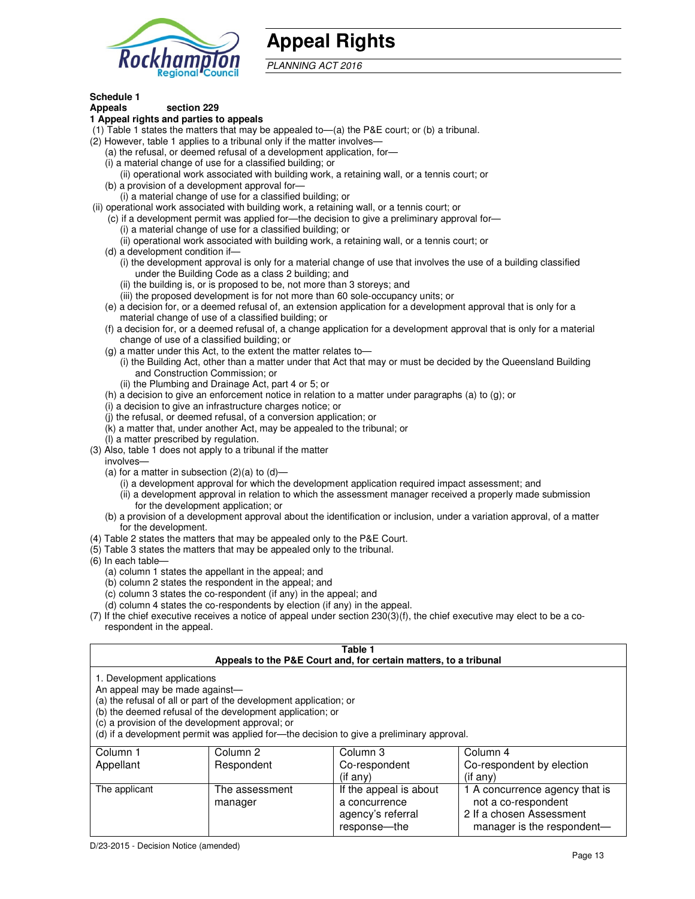# Appeal Rights

*PLANNING ACT 2016*

**Schedule 1**
**Appeals section 229**

**1 Appeal rights and parties to appeals**

(1) Table 1 states the matters that may be appealed to—(a) the P&E court; or (b) a tribunal.

(2) However, table 1 applies to a tribunal only if the matter involves—

(a) the refusal, or deemed refusal of a development application, for—

(i) a material change of use for a classified building; or

(ii) operational work associated with building work, a retaining wall, or a tennis court; or

(b) a provision of a development approval for—

(i) a material change of use for a classified building; or

(ii) operational work associated with building work, a retaining wall, or a tennis court; or

(c) if a development permit was applied for—the decision to give a preliminary approval for—

(i) a material change of use for a classified building; or

(ii) operational work associated with building work, a retaining wall, or a tennis court; or

(d) a development condition if—

(i) the development approval is only for a material change of use that involves the use of a building classified under the Building Code as a class 2 building; and

(ii) the building is, or is proposed to be, not more than 3 storeys; and

(iii) the proposed development is for not more than 60 sole-occupancy units; or

(e) a decision for, or a deemed refusal of, an extension application for a development approval that is only for a material change of use of a classified building; or

(f) a decision for, or a deemed refusal of, a change application for a development approval that is only for a material change of use of a classified building; or

(g) a matter under this Act, to the extent the matter relates to—

(i) the Building Act, other than a matter under that Act that may or must be decided by the Queensland Building and Construction Commission; or

(ii) the Plumbing and Drainage Act, part 4 or 5; or

(h) a decision to give an enforcement notice in relation to a matter under paragraphs (a) to (g); or

(i) a decision to give an infrastructure charges notice; or

(j) the refusal, or deemed refusal, of a conversion application; or

(k) a matter that, under another Act, may be appealed to the tribunal; or

(l) a matter prescribed by regulation.

(3) Also, table 1 does not apply to a tribunal if the matter involves—

(a) for a matter in subsection (2)(a) to (d)—

(i) a development approval for which the development application required impact assessment; and

(ii) a development approval in relation to which the assessment manager received a properly made submission for the development application; or

(b) a provision of a development approval about the identification or inclusion, under a variation approval, of a matter for the development.

(4) Table 2 states the matters that may be appealed only to the P&E Court.

(5) Table 3 states the matters that may be appealed only to the tribunal.

(6) In each table—

(a) column 1 states the appellant in the appeal; and

(b) column 2 states the respondent in the appeal; and

(c) column 3 states the co-respondent (if any) in the appeal; and

(d) column 4 states the co-respondents by election (if any) in the appeal.

(7) If the chief executive receives a notice of appeal under section 230(3)(f), the chief executive may elect to be a co-respondent in the appeal.

**Table 1**
**Appeals to the P&E Court and, for certain matters, to a tribunal**

1. Development applications

An appeal may be made against—

(a) the refusal of all or part of the development application; or

(b) the deemed refusal of the development application; or

(c) a provision of the development approval; or

(d) if a development permit was applied for—the decision to give a preliminary approval.

| Column 1 Appellant | Column 2 Respondent | Column 3 Co-respondent (if any) | Column 4 Co-respondent by election (if any) |
|---|---|---|---|
| The applicant | The assessment manager | If the appeal is about a concurrence agency's referral response—the | 1 A concurrence agency that is not a co-respondent<br>2 If a chosen Assessment manager is the respondent— |

D/23-2015 - Decision Notice (amended)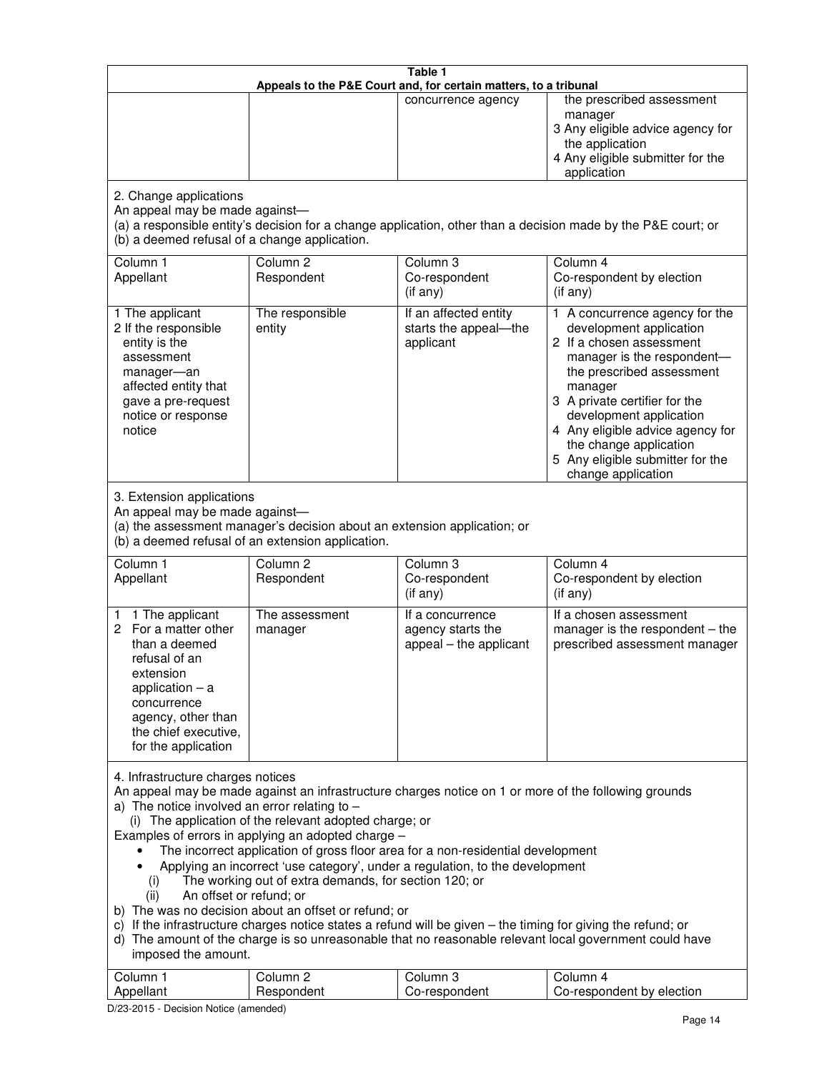**Table 1**
**Appeals to the P&E Court and, for certain matters, to a tribunal**

| | | concurrence agency | the prescribed assessment manager<br>3 Any eligible advice agency for the application<br>4 Any eligible submitter for the application |
|---|---|---|---|

2. Change applications
An appeal may be made against—
(a) a responsible entity's decision for a change application, other than a decision made by the P&E court; or
(b) a deemed refusal of a change application.

| Column 1<br>Appellant | Column 2<br>Respondent | Column 3<br>Co-respondent<br>(if any) | Column 4<br>Co-respondent by election<br>(if any) |
|---|---|---|---|
| 1 The applicant<br>2 If the responsible entity is the assessment manager—an affected entity that gave a pre-request notice or response notice | The responsible entity | If an affected entity starts the appeal—the applicant | 1 A concurrence agency for the development application<br>2 If a chosen assessment manager is the respondent—the prescribed assessment manager<br>3 A private certifier for the development application<br>4 Any eligible advice agency for the change application<br>5 Any eligible submitter for the change application |

3. Extension applications
An appeal may be made against—
(a) the assessment manager's decision about an extension application; or
(b) a deemed refusal of an extension application.

| Column 1<br>Appellant | Column 2<br>Respondent | Column 3<br>Co-respondent<br>(if any) | Column 4<br>Co-respondent by election<br>(if any) |
|---|---|---|---|
| 1 1 The applicant<br>2 For a matter other than a deemed refusal of an extension application – a concurrence agency, other than the chief executive, for the application | The assessment manager | If a concurrence agency starts the appeal – the applicant | If a chosen assessment manager is the respondent – the prescribed assessment manager |

4. Infrastructure charges notices
An appeal may be made against an infrastructure charges notice on 1 or more of the following grounds
a) The notice involved an error relating to –
(i) The application of the relevant adopted charge; or
Examples of errors in applying an adopted charge –
- The incorrect application of gross floor area for a non-residential development
- Applying an incorrect 'use category', under a regulation, to the development

(i) The working out of extra demands, for section 120; or
(ii) An offset or refund; or

b) The was no decision about an offset or refund; or
c) If the infrastructure charges notice states a refund will be given – the timing for giving the refund; or
d) The amount of the charge is so unreasonable that no reasonable relevant local government could have imposed the amount.

| Column 1<br>Appellant | Column 2<br>Respondent | Column 3<br>Co-respondent | Column 4<br>Co-respondent by election |
|---|---|---|---|

D/23-2015 - Decision Notice (amended)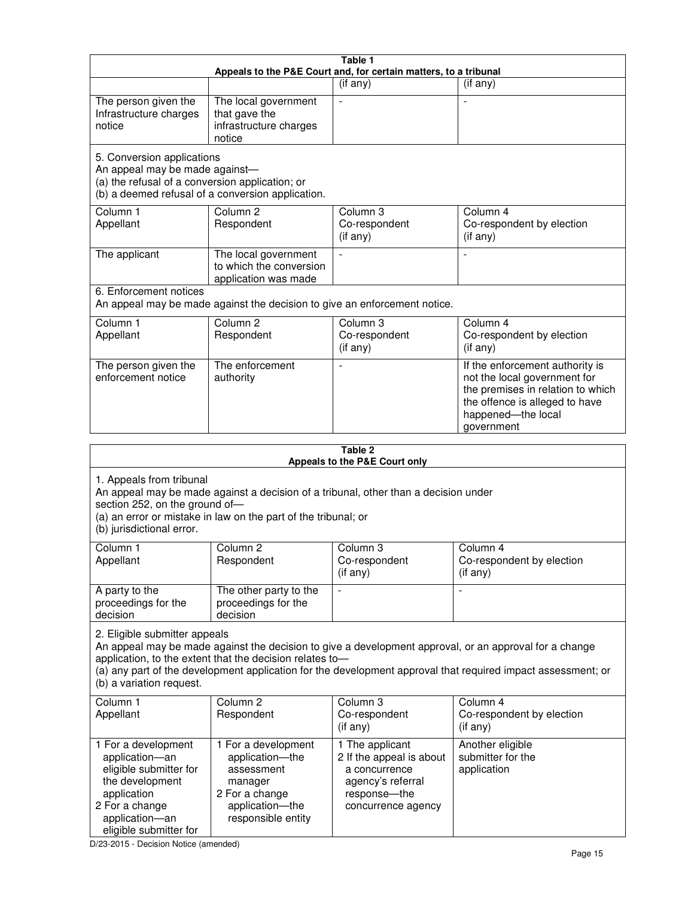**Table 1**
**Appeals to the P&E Court and, for certain matters, to a tribunal**

| | | (if any) | (if any) |
|---|---|---|---|
| The person given the Infrastructure charges notice | The local government that gave the infrastructure charges notice | - | - |

5. Conversion applications
An appeal may be made against—
(a) the refusal of a conversion application; or
(b) a deemed refusal of a conversion application.

| Column 1 Appellant | Column 2 Respondent | Column 3 Co-respondent (if any) | Column 4 Co-respondent by election (if any) |
|---|---|---|---|
| The applicant | The local government to which the conversion application was made | - | - |

6. Enforcement notices
An appeal may be made against the decision to give an enforcement notice.

| Column 1 Appellant | Column 2 Respondent | Column 3 Co-respondent (if any) | Column 4 Co-respondent by election (if any) |
|---|---|---|---|
| The person given the enforcement notice | The enforcement authority | - | If the enforcement authority is not the local government for the premises in relation to which the offence is alleged to have happened—the local government |

**Table 2**
**Appeals to the P&E Court only**

1. Appeals from tribunal
An appeal may be made against a decision of a tribunal, other than a decision under section 252, on the ground of—
(a) an error or mistake in law on the part of the tribunal; or
(b) jurisdictional error.

| Column 1 Appellant | Column 2 Respondent | Column 3 Co-respondent (if any) | Column 4 Co-respondent by election (if any) |
|---|---|---|---|
| A party to the proceedings for the decision | The other party to the proceedings for the decision | - | - |

2. Eligible submitter appeals
An appeal may be made against the decision to give a development approval, or an approval for a change application, to the extent that the decision relates to—
(a) any part of the development application for the development approval that required impact assessment; or
(b) a variation request.

| Column 1 Appellant | Column 2 Respondent | Column 3 Co-respondent (if any) | Column 4 Co-respondent by election (if any) |
|---|---|---|---|
| 1 For a development application—an eligible submitter for the development application<br>2 For a change application—an eligible submitter for | 1 For a development application—the assessment manager<br>2 For a change application—the responsible entity | 1 The applicant<br>2 If the appeal is about a concurrence agency's referral response—the concurrence agency | Another eligible submitter for the application |

D/23-2015 - Decision Notice (amended)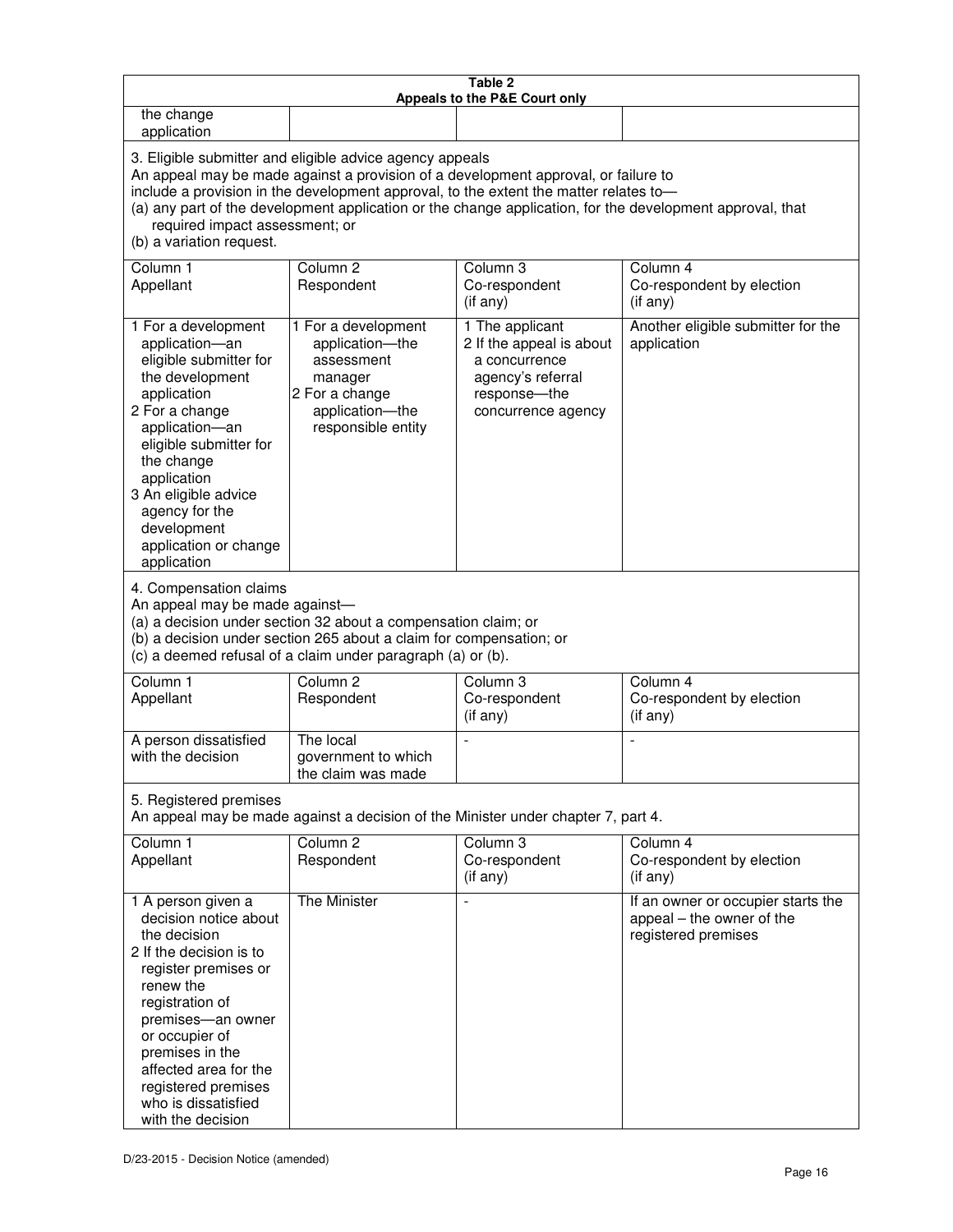**Table 2**
**Appeals to the P&E Court only**

| | | | |
|---|---|---|---|
| the change application | | | |

3. Eligible submitter and eligible advice agency appeals
An appeal may be made against a provision of a development approval, or failure to include a provision in the development approval, to the extent the matter relates to—
(a) any part of the development application or the change application, for the development approval, that required impact assessment; or
(b) a variation request.

| Column 1 Appellant | Column 2 Respondent | Column 3 Co-respondent (if any) | Column 4 Co-respondent by election (if any) |
|---|---|---|---|
| 1 For a development application—an eligible submitter for the development application<br>2 For a change application—an eligible submitter for the change application<br>3 An eligible advice agency for the development application or change application | 1 For a development application—the assessment manager<br>2 For a change application—the responsible entity | 1 The applicant<br>2 If the appeal is about a concurrence agency's referral response—the concurrence agency | Another eligible submitter for the application |

4. Compensation claims
An appeal may be made against—
(a) a decision under section 32 about a compensation claim; or
(b) a decision under section 265 about a claim for compensation; or
(c) a deemed refusal of a claim under paragraph (a) or (b).

| Column 1 Appellant | Column 2 Respondent | Column 3 Co-respondent (if any) | Column 4 Co-respondent by election (if any) |
|---|---|---|---|
| A person dissatisfied with the decision | The local government to which the claim was made | - | - |

5. Registered premises
An appeal may be made against a decision of the Minister under chapter 7, part 4.

| Column 1 Appellant | Column 2 Respondent | Column 3 Co-respondent (if any) | Column 4 Co-respondent by election (if any) |
|---|---|---|---|
| 1 A person given a decision notice about the decision<br>2 If the decision is to register premises or renew the registration of premises—an owner or occupier of premises in the affected area for the registered premises who is dissatisfied with the decision | The Minister | - | If an owner or occupier starts the appeal – the owner of the registered premises |

D/23-2015 - Decision Notice (amended)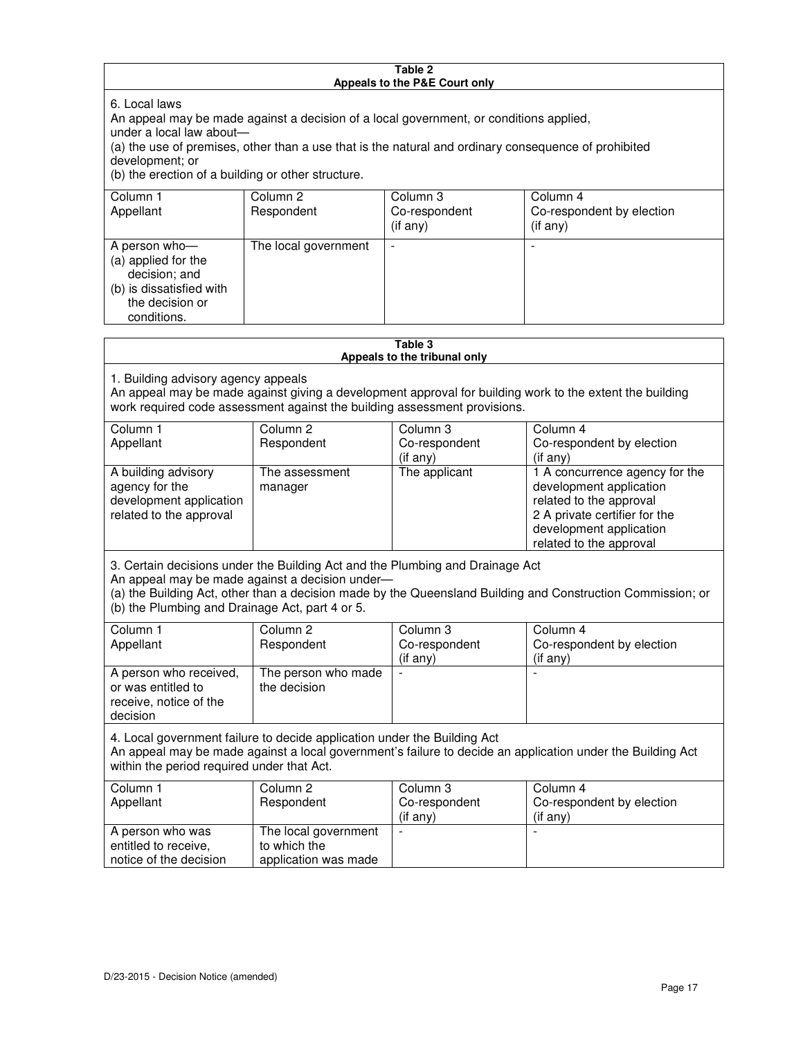**Table 2**
**Appeals to the P&E Court only**

6. Local laws
An appeal may be made against a decision of a local government, or conditions applied, under a local law about—
(a) the use of premises, other than a use that is the natural and ordinary consequence of prohibited development; or
(b) the erection of a building or other structure.

| Column 1<br>Appellant | Column 2<br>Respondent | Column 3<br>Co-respondent<br>(if any) | Column 4<br>Co-respondent by election<br>(if any) |
|---|---|---|---|
| A person who—<br>(a) applied for the decision; and<br>(b) is dissatisfied with the decision or conditions. | The local government | - | - |

**Table 3**
**Appeals to the tribunal only**

1. Building advisory agency appeals
An appeal may be made against giving a development approval for building work to the extent the building work required code assessment against the building assessment provisions.

| Column 1<br>Appellant | Column 2<br>Respondent | Column 3<br>Co-respondent<br>(if any) | Column 4<br>Co-respondent by election<br>(if any) |
|---|---|---|---|
| A building advisory agency for the development application related to the approval | The assessment manager | The applicant | 1 A concurrence agency for the development application related to the approval<br>2 A private certifier for the development application related to the approval |

3. Certain decisions under the Building Act and the Plumbing and Drainage Act
An appeal may be made against a decision under—
(a) the Building Act, other than a decision made by the Queensland Building and Construction Commission; or
(b) the Plumbing and Drainage Act, part 4 or 5.

| Column 1<br>Appellant | Column 2<br>Respondent | Column 3<br>Co-respondent<br>(if any) | Column 4<br>Co-respondent by election<br>(if any) |
|---|---|---|---|
| A person who received, or was entitled to receive, notice of the decision | The person who made the decision | - | - |

4. Local government failure to decide application under the Building Act
An appeal may be made against a local government's failure to decide an application under the Building Act within the period required under that Act.

| Column 1<br>Appellant | Column 2<br>Respondent | Column 3<br>Co-respondent<br>(if any) | Column 4<br>Co-respondent by election<br>(if any) |
|---|---|---|---|
| A person who was entitled to receive, notice of the decision | The local government to which the application was made | - | - |

D/23-2015 - Decision Notice (amended)